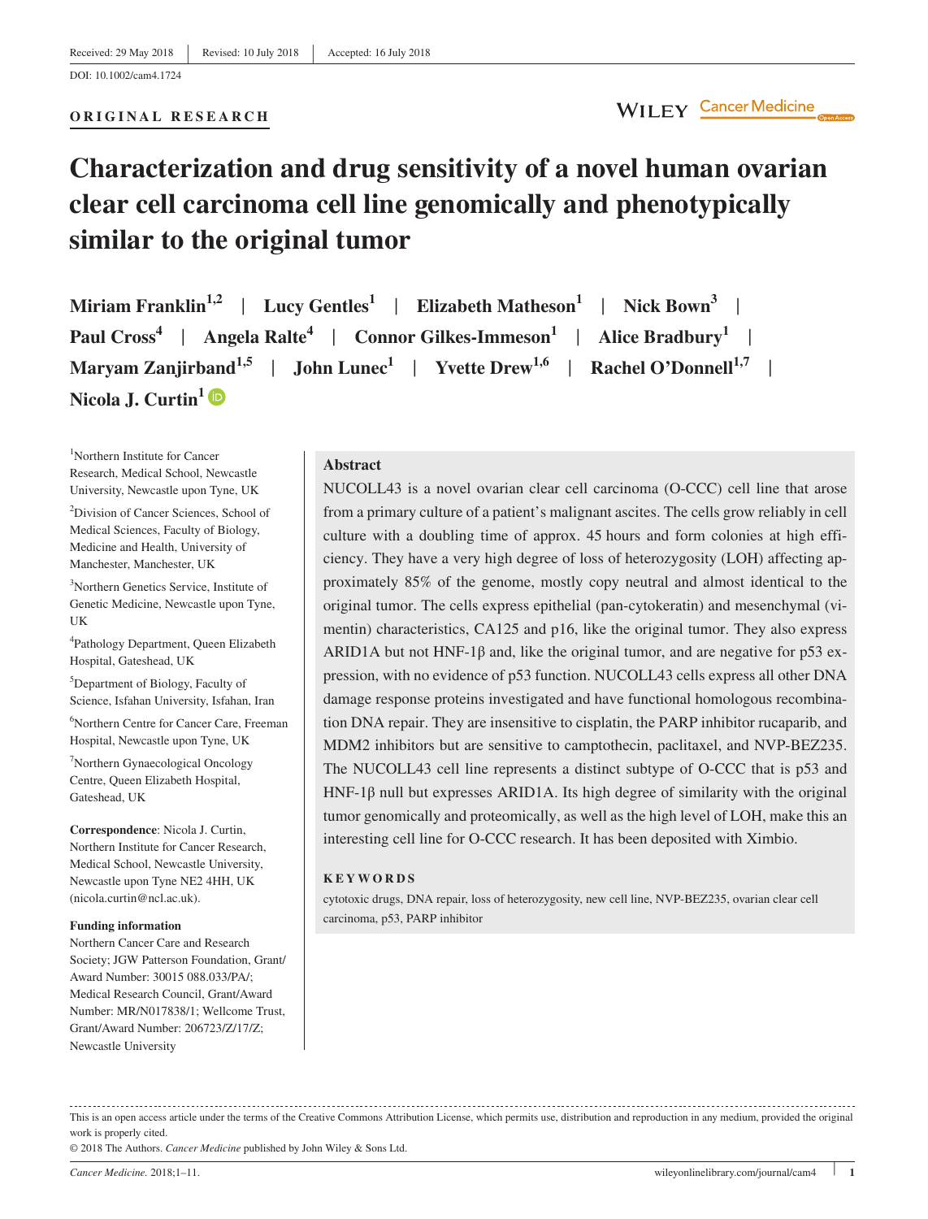Received: 29 May 2018 | Revised: 10 July 2018 | Accepted: 16 July 2018

DOI: 10.1002/cam4.1724

**ORIGINAL RESEARCH**

# Characterization and drug sensitivity of a novel human ovarian clear cell carcinoma cell line genomically and phenotypically similar to the original tumor

**Miriam Franklin[1,2] | Lucy Gentles[1] | Elizabeth Matheson[1] | Nick Bown[3] | Paul Cross[4] | Angela Ralte[4] | Connor Gilkes-Immeson[1] | Alice Bradbury[1] | Maryam Zanjirband[1,5] | John Lunec[1] | Yvette Drew[1,6] | Rachel O'Donnell[1,7] | Nicola J. Curtin[1]**

[1]Northern Institute for Cancer Research, Medical School, Newcastle University, Newcastle upon Tyne, UK

[2]Division of Cancer Sciences, School of Medical Sciences, Faculty of Biology, Medicine and Health, University of Manchester, Manchester, UK

[3]Northern Genetics Service, Institute of Genetic Medicine, Newcastle upon Tyne, UK

[4]Pathology Department, Queen Elizabeth Hospital, Gateshead, UK

[5]Department of Biology, Faculty of Science, Isfahan University, Isfahan, Iran

[6]Northern Centre for Cancer Care, Freeman Hospital, Newcastle upon Tyne, UK

[7]Northern Gynaecological Oncology Centre, Queen Elizabeth Hospital, Gateshead, UK

**Correspondence**: Nicola J. Curtin, Northern Institute for Cancer Research, Medical School, Newcastle University, Newcastle upon Tyne NE2 4HH, UK (nicola.curtin@ncl.ac.uk).

**Funding information**
Northern Cancer Care and Research Society; JGW Patterson Foundation, Grant/Award Number: 30015 088.033/PA/; Medical Research Council, Grant/Award Number: MR/N017838/1; Wellcome Trust, Grant/Award Number: 206723/Z/17/Z; Newcastle University

## Abstract

NUCOLL43 is a novel ovarian clear cell carcinoma (O-CCC) cell line that arose from a primary culture of a patient's malignant ascites. The cells grow reliably in cell culture with a doubling time of approx. 45 hours and form colonies at high efficiency. They have a very high degree of loss of heterozygosity (LOH) affecting approximately 85% of the genome, mostly copy neutral and almost identical to the original tumor. The cells express epithelial (pan-cytokeratin) and mesenchymal (vimentin) characteristics, CA125 and p16, like the original tumor. They also express ARID1A but not HNF-1β and, like the original tumor, and are negative for p53 expression, with no evidence of p53 function. NUCOLL43 cells express all other DNA damage response proteins investigated and have functional homologous recombination DNA repair. They are insensitive to cisplatin, the PARP inhibitor rucaparib, and MDM2 inhibitors but are sensitive to camptothecin, paclitaxel, and NVP-BEZ235. The NUCOLL43 cell line represents a distinct subtype of O-CCC that is p53 and HNF-1β null but expresses ARID1A. Its high degree of similarity with the original tumor genomically and proteomically, as well as the high level of LOH, make this an interesting cell line for O-CCC research. It has been deposited with Ximbio.

**KEYWORDS**

cytotoxic drugs, DNA repair, loss of heterozygosity, new cell line, NVP-BEZ235, ovarian clear cell carcinoma, p53, PARP inhibitor

This is an open access article under the terms of the Creative Commons Attribution License, which permits use, distribution and reproduction in any medium, provided the original work is properly cited.

© 2018 The Authors. *Cancer Medicine* published by John Wiley & Sons Ltd.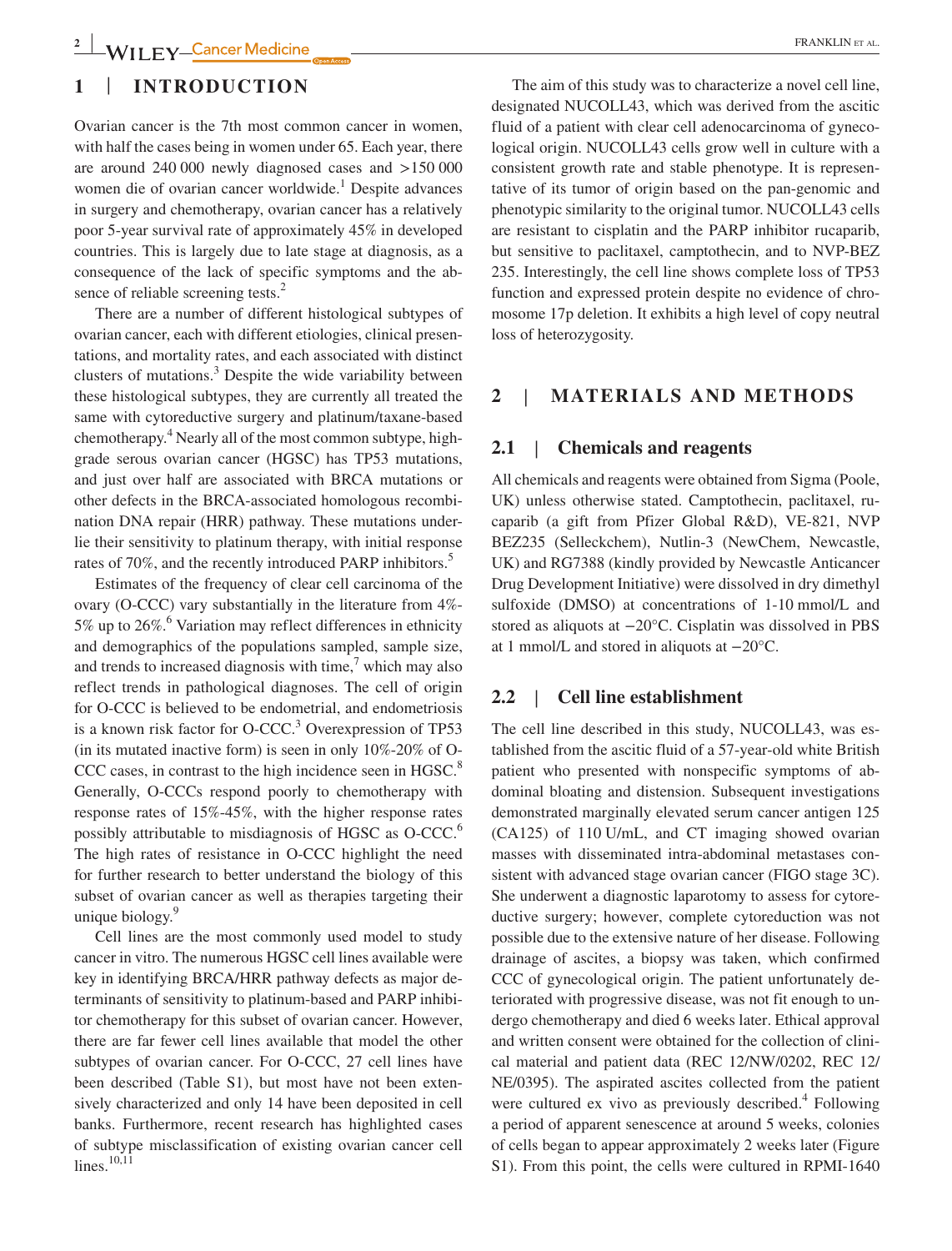## 1 | INTRODUCTION

Ovarian cancer is the 7th most common cancer in women, with half the cases being in women under 65. Each year, there are around 240 000 newly diagnosed cases and >150 000 women die of ovarian cancer worldwide.[1] Despite advances in surgery and chemotherapy, ovarian cancer has a relatively poor 5-year survival rate of approximately 45% in developed countries. This is largely due to late stage at diagnosis, as a consequence of the lack of specific symptoms and the absence of reliable screening tests.[2]

There are a number of different histological subtypes of ovarian cancer, each with different etiologies, clinical presentations, and mortality rates, and each associated with distinct clusters of mutations.[3] Despite the wide variability between these histological subtypes, they are currently all treated the same with cytoreductive surgery and platinum/taxane-based chemotherapy.[4] Nearly all of the most common subtype, high-grade serous ovarian cancer (HGSC) has TP53 mutations, and just over half are associated with BRCA mutations or other defects in the BRCA-associated homologous recombination DNA repair (HRR) pathway. These mutations underlie their sensitivity to platinum therapy, with initial response rates of 70%, and the recently introduced PARP inhibitors.[5]

Estimates of the frequency of clear cell carcinoma of the ovary (O-CCC) vary substantially in the literature from 4%-5% up to 26%.[6] Variation may reflect differences in ethnicity and demographics of the populations sampled, sample size, and trends to increased diagnosis with time,[7] which may also reflect trends in pathological diagnoses. The cell of origin for O-CCC is believed to be endometrial, and endometriosis is a known risk factor for O-CCC.[3] Overexpression of TP53 (in its mutated inactive form) is seen in only 10%-20% of O-CCC cases, in contrast to the high incidence seen in HGSC.[8] Generally, O-CCCs respond poorly to chemotherapy with response rates of 15%-45%, with the higher response rates possibly attributable to misdiagnosis of HGSC as O-CCC.[6] The high rates of resistance in O-CCC highlight the need for further research to better understand the biology of this subset of ovarian cancer as well as therapies targeting their unique biology.[9]

Cell lines are the most commonly used model to study cancer in vitro. The numerous HGSC cell lines available were key in identifying BRCA/HRR pathway defects as major determinants of sensitivity to platinum-based and PARP inhibitor chemotherapy for this subset of ovarian cancer. However, there are far fewer cell lines available that model the other subtypes of ovarian cancer. For O-CCC, 27 cell lines have been described (Table S1), but most have not been extensively characterized and only 14 have been deposited in cell banks. Furthermore, recent research has highlighted cases of subtype misclassification of existing ovarian cancer cell lines.[10,11]

The aim of this study was to characterize a novel cell line, designated NUCOLL43, which was derived from the ascitic fluid of a patient with clear cell adenocarcinoma of gynecological origin. NUCOLL43 cells grow well in culture with a consistent growth rate and stable phenotype. It is representative of its tumor of origin based on the pan-genomic and phenotypic similarity to the original tumor. NUCOLL43 cells are resistant to cisplatin and the PARP inhibitor rucaparib, but sensitive to paclitaxel, camptothecin, and to NVP-BEZ 235. Interestingly, the cell line shows complete loss of TP53 function and expressed protein despite no evidence of chromosome 17p deletion. It exhibits a high level of copy neutral loss of heterozygosity.

## 2 | MATERIALS AND METHODS

### 2.1 | Chemicals and reagents

All chemicals and reagents were obtained from Sigma (Poole, UK) unless otherwise stated. Camptothecin, paclitaxel, rucaparib (a gift from Pfizer Global R&D), VE-821, NVP BEZ235 (Selleckchem), Nutlin-3 (NewChem, Newcastle, UK) and RG7388 (kindly provided by Newcastle Anticancer Drug Development Initiative) were dissolved in dry dimethyl sulfoxide (DMSO) at concentrations of 1-10 mmol/L and stored as aliquots at −20°C. Cisplatin was dissolved in PBS at 1 mmol/L and stored in aliquots at −20°C.

### 2.2 | Cell line establishment

The cell line described in this study, NUCOLL43, was established from the ascitic fluid of a 57-year-old white British patient who presented with nonspecific symptoms of abdominal bloating and distension. Subsequent investigations demonstrated marginally elevated serum cancer antigen 125 (CA125) of 110 U/mL, and CT imaging showed ovarian masses with disseminated intra-abdominal metastases consistent with advanced stage ovarian cancer (FIGO stage 3C). She underwent a diagnostic laparotomy to assess for cytoreductive surgery; however, complete cytoreduction was not possible due to the extensive nature of her disease. Following drainage of ascites, a biopsy was taken, which confirmed CCC of gynecological origin. The patient unfortunately deteriorated with progressive disease, was not fit enough to undergo chemotherapy and died 6 weeks later. Ethical approval and written consent were obtained for the collection of clinical material and patient data (REC 12/NW/0202, REC 12/NE/0395). The aspirated ascites collected from the patient were cultured ex vivo as previously described.[4] Following a period of apparent senescence at around 5 weeks, colonies of cells began to appear approximately 2 weeks later (Figure S1). From this point, the cells were cultured in RPMI-1640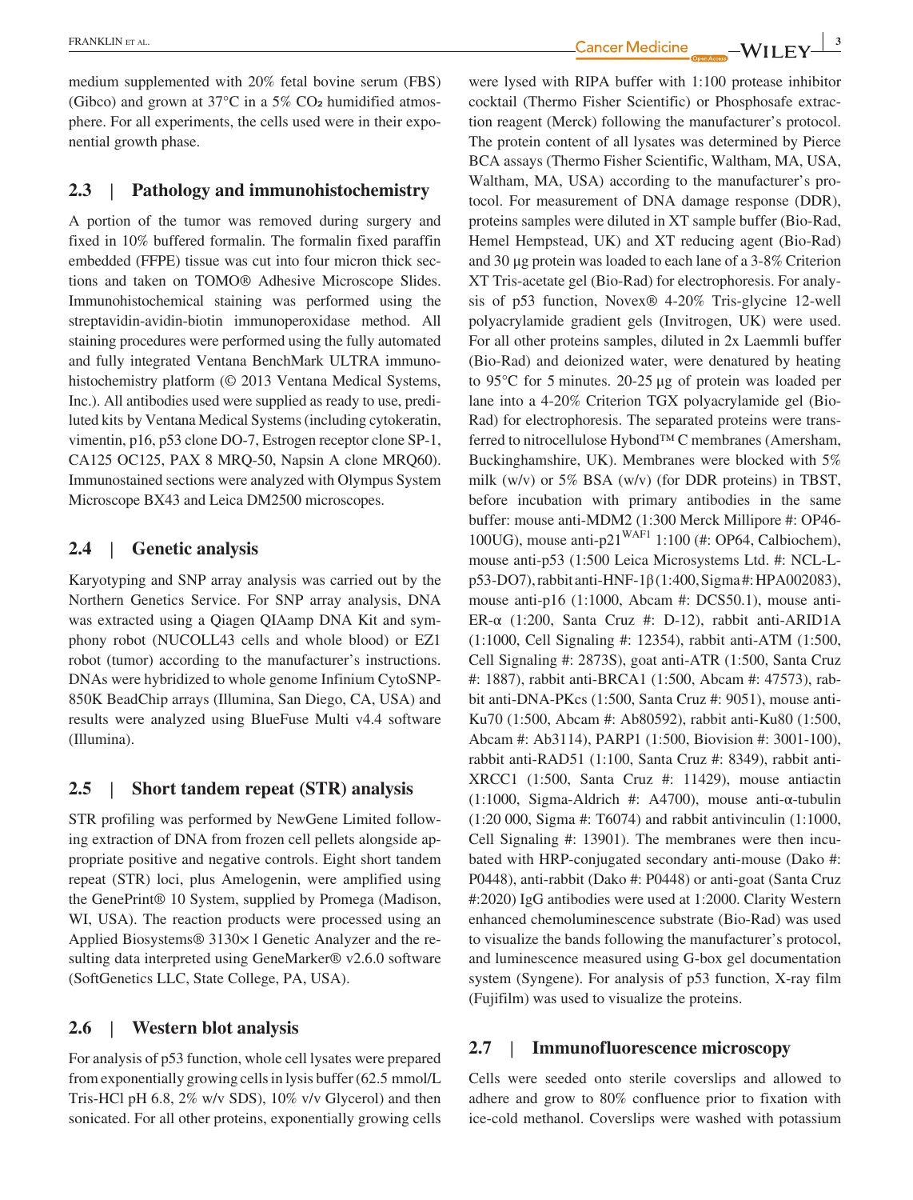medium supplemented with 20% fetal bovine serum (FBS) (Gibco) and grown at 37°C in a 5% $CO_2$ humidified atmosphere. For all experiments, the cells used were in their exponential growth phase.

## 2.3 | Pathology and immunohistochemistry

A portion of the tumor was removed during surgery and fixed in 10% buffered formalin. The formalin fixed paraffin embedded (FFPE) tissue was cut into four micron thick sections and taken on TOMO® Adhesive Microscope Slides. Immunohistochemical staining was performed using the streptavidin-avidin-biotin immunoperoxidase method. All staining procedures were performed using the fully automated and fully integrated Ventana BenchMark ULTRA immunohistochemistry platform (© 2013 Ventana Medical Systems, Inc.). All antibodies used were supplied as ready to use, prediluted kits by Ventana Medical Systems (including cytokeratin, vimentin, p16, p53 clone DO-7, Estrogen receptor clone SP-1, CA125 OC125, PAX 8 MRQ-50, Napsin A clone MRQ60). Immunostained sections were analyzed with Olympus System Microscope BX43 and Leica DM2500 microscopes.

## 2.4 | Genetic analysis

Karyotyping and SNP array analysis was carried out by the Northern Genetics Service. For SNP array analysis, DNA was extracted using a Qiagen QIAamp DNA Kit and symphony robot (NUCOLL43 cells and whole blood) or EZ1 robot (tumor) according to the manufacturer's instructions. DNAs were hybridized to whole genome Infinium CytoSNP-850K BeadChip arrays (Illumina, San Diego, CA, USA) and results were analyzed using BlueFuse Multi v4.4 software (Illumina).

## 2.5 | Short tandem repeat (STR) analysis

STR profiling was performed by NewGene Limited following extraction of DNA from frozen cell pellets alongside appropriate positive and negative controls. Eight short tandem repeat (STR) loci, plus Amelogenin, were amplified using the GenePrint® 10 System, supplied by Promega (Madison, WI, USA). The reaction products were processed using an Applied Biosystems® 3130× l Genetic Analyzer and the resulting data interpreted using GeneMarker® v2.6.0 software (SoftGenetics LLC, State College, PA, USA).

## 2.6 | Western blot analysis

For analysis of p53 function, whole cell lysates were prepared from exponentially growing cells in lysis buffer (62.5 mmol/L Tris-HCl pH 6.8, 2% w/v SDS), 10% v/v Glycerol) and then sonicated. For all other proteins, exponentially growing cells were lysed with RIPA buffer with 1:100 protease inhibitor cocktail (Thermo Fisher Scientific) or Phosphosafe extraction reagent (Merck) following the manufacturer's protocol. The protein content of all lysates was determined by Pierce BCA assays (Thermo Fisher Scientific, Waltham, MA, USA, Waltham, MA, USA) according to the manufacturer's protocol. For measurement of DNA damage response (DDR), proteins samples were diluted in XT sample buffer (Bio-Rad, Hemel Hempstead, UK) and XT reducing agent (Bio-Rad) and 30 µg protein was loaded to each lane of a 3-8% Criterion XT Tris-acetate gel (Bio-Rad) for electrophoresis. For analysis of p53 function, Novex® 4-20% Tris-glycine 12-well polyacrylamide gradient gels (Invitrogen, UK) were used. For all other proteins samples, diluted in 2x Laemmli buffer (Bio-Rad) and deionized water, were denatured by heating to 95°C for 5 minutes. 20-25 µg of protein was loaded per lane into a 4-20% Criterion TGX polyacrylamide gel (Bio-Rad) for electrophoresis. The separated proteins were transferred to nitrocellulose Hybond™ C membranes (Amersham, Buckinghamshire, UK). Membranes were blocked with 5% milk (w/v) or 5% BSA (w/v) (for DDR proteins) in TBST, before incubation with primary antibodies in the same buffer: mouse anti-MDM2 (1:300 Merck Millipore #: OP46-100UG), mouse anti-p21$^{WAF1}$ 1:100 (#: OP64, Calbiochem), mouse anti-p53 (1:500 Leica Microsystems Ltd. #: NCL-L-p53-DO7), rabbit anti-HNF-1β (1:400, Sigma #: HPA002083), mouse anti-p16 (1:1000, Abcam #: DCS50.1), mouse anti-ER-α (1:200, Santa Cruz #: D-12), rabbit anti-ARID1A (1:1000, Cell Signaling #: 12354), rabbit anti-ATM (1:500, Cell Signaling #: 2873S), goat anti-ATR (1:500, Santa Cruz #: 1887), rabbit anti-BRCA1 (1:500, Abcam #: 47573), rabbit anti-DNA-PKcs (1:500, Santa Cruz #: 9051), mouse anti-Ku70 (1:500, Abcam #: Ab80592), rabbit anti-Ku80 (1:500, Abcam #: Ab3114), PARP1 (1:500, Biovision #: 3001-100), rabbit anti-RAD51 (1:100, Santa Cruz #: 8349), rabbit anti-XRCC1 (1:500, Santa Cruz #: 11429), mouse antiactin (1:1000, Sigma-Aldrich #: A4700), mouse anti-α-tubulin (1:20 000, Sigma #: T6074) and rabbit antivinculin (1:1000, Cell Signaling #: 13901). The membranes were then incubated with HRP-conjugated secondary anti-mouse (Dako #: P0448), anti-rabbit (Dako #: P0448) or anti-goat (Santa Cruz #:2020) IgG antibodies were used at 1:2000. Clarity Western enhanced chemoluminescence substrate (Bio-Rad) was used to visualize the bands following the manufacturer's protocol, and luminescence measured using G-box gel documentation system (Syngene). For analysis of p53 function, X-ray film (Fujifilm) was used to visualize the proteins.

## 2.7 | Immunofluorescence microscopy

Cells were seeded onto sterile coverslips and allowed to adhere and grow to 80% confluence prior to fixation with ice-cold methanol. Coverslips were washed with potassium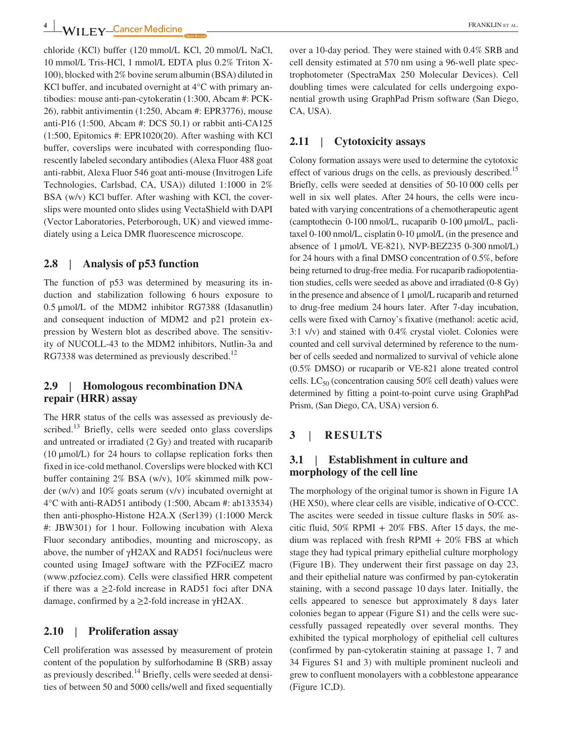chloride (KCl) buffer (120 mmol/L KCl, 20 mmol/L NaCl, 10 mmol/L Tris-HCl, 1 mmol/L EDTA plus 0.2% Triton X-100), blocked with 2% bovine serum albumin (BSA) diluted in KCl buffer, and incubated overnight at 4°C with primary antibodies: mouse anti-pan-cytokeratin (1:300, Abcam #: PCK-26), rabbit antivimentin (1:250, Abcam #: EPR3776), mouse anti-P16 (1:500, Abcam #: DCS 50.1) or rabbit anti-CA125 (1:500, Epitomics #: EPR1020(20). After washing with KCl buffer, coverslips were incubated with corresponding fluorescently labeled secondary antibodies (Alexa Fluor 488 goat anti-rabbit, Alexa Fluor 546 goat anti-mouse (Invitrogen Life Technologies, Carlsbad, CA, USA)) diluted 1:1000 in 2% BSA (w/v) KCl buffer. After washing with KCl, the coverslips were mounted onto slides using VectaShield with DAPI (Vector Laboratories, Peterborough, UK) and viewed immediately using a Leica DMR fluorescence microscope.

### 2.8 | Analysis of p53 function

The function of p53 was determined by measuring its induction and stabilization following 6 hours exposure to 0.5 μmol/L of the MDM2 inhibitor RG7388 (Idasanutlin) and consequent induction of MDM2 and p21 protein expression by Western blot as described above. The sensitivity of NUCOLL-43 to the MDM2 inhibitors, Nutlin-3a and RG7338 was determined as previously described.[12]

### 2.9 | Homologous recombination DNA repair (HRR) assay

The HRR status of the cells was assessed as previously described.[13] Briefly, cells were seeded onto glass coverslips and untreated or irradiated (2 Gy) and treated with rucaparib (10 μmol/L) for 24 hours to collapse replication forks then fixed in ice-cold methanol. Coverslips were blocked with KCl buffer containing 2% BSA (w/v), 10% skimmed milk powder (w/v) and 10% goats serum (v/v) incubated overnight at 4°C with anti-RAD51 antibody (1:500, Abcam #: ab133534) then anti-phospho-Histone H2A.X (Ser139) (1:1000 Merck #: JBW301) for 1 hour. Following incubation with Alexa Fluor secondary antibodies, mounting and microscopy, as above, the number of γH2AX and RAD51 foci/nucleus were counted using ImageJ software with the PZFociEZ macro (www.pzfociez.com). Cells were classified HRR competent if there was a ≥2-fold increase in RAD51 foci after DNA damage, confirmed by a ≥2-fold increase in γH2AX.

### 2.10 | Proliferation assay

Cell proliferation was assessed by measurement of protein content of the population by sulforhodamine B (SRB) assay as previously described.[14] Briefly, cells were seeded at densities of between 50 and 5000 cells/well and fixed sequentially over a 10-day period. They were stained with 0.4% SRB and cell density estimated at 570 nm using a 96-well plate spectrophotometer (SpectraMax 250 Molecular Devices). Cell doubling times were calculated for cells undergoing exponential growth using GraphPad Prism software (San Diego, CA, USA).

### 2.11 | Cytotoxicity assays

Colony formation assays were used to determine the cytotoxic effect of various drugs on the cells, as previously described.[15] Briefly, cells were seeded at densities of 50-10 000 cells per well in six well plates. After 24 hours, the cells were incubated with varying concentrations of a chemotherapeutic agent (camptothecin 0-100 nmol/L, rucaparib 0-100 μmol/L, paclitaxel 0-100 nmol/L, cisplatin 0-10 μmol/L (in the presence and absence of 1 μmol/L VE-821), NVP-BEZ235 0-300 nmol/L) for 24 hours with a final DMSO concentration of 0.5%, before being returned to drug-free media. For rucaparib radiopotentiation studies, cells were seeded as above and irradiated (0-8 Gy) in the presence and absence of 1 μmol/L rucaparib and returned to drug-free medium 24 hours later. After 7-day incubation, cells were fixed with Carnoy's fixative (methanol: acetic acid, 3:1 v/v) and stained with 0.4% crystal violet. Colonies were counted and cell survival determined by reference to the number of cells seeded and normalized to survival of vehicle alone (0.5% DMSO) or rucaparib or VE-821 alone treated control cells. $LC_{50}$ (concentration causing 50% cell death) values were determined by fitting a point-to-point curve using GraphPad Prism, (San Diego, CA, USA) version 6.

## 3 | RESULTS

### 3.1 | Establishment in culture and morphology of the cell line

The morphology of the original tumor is shown in Figure 1A (HE X50), where clear cells are visible, indicative of O-CCC. The ascites were seeded in tissue culture flasks in 50% ascitic fluid, 50% RPMI + 20% FBS. After 15 days, the medium was replaced with fresh RPMI + 20% FBS at which stage they had typical primary epithelial culture morphology (Figure 1B). They underwent their first passage on day 23, and their epithelial nature was confirmed by pan-cytokeratin staining, with a second passage 10 days later. Initially, the cells appeared to senesce but approximately 8 days later colonies began to appear (Figure S1) and the cells were successfully passaged repeatedly over several months. They exhibited the typical morphology of epithelial cell cultures (confirmed by pan-cytokeratin staining at passage 1, 7 and 34 Figures S1 and 3) with multiple prominent nucleoli and grew to confluent monolayers with a cobblestone appearance (Figure 1C,D).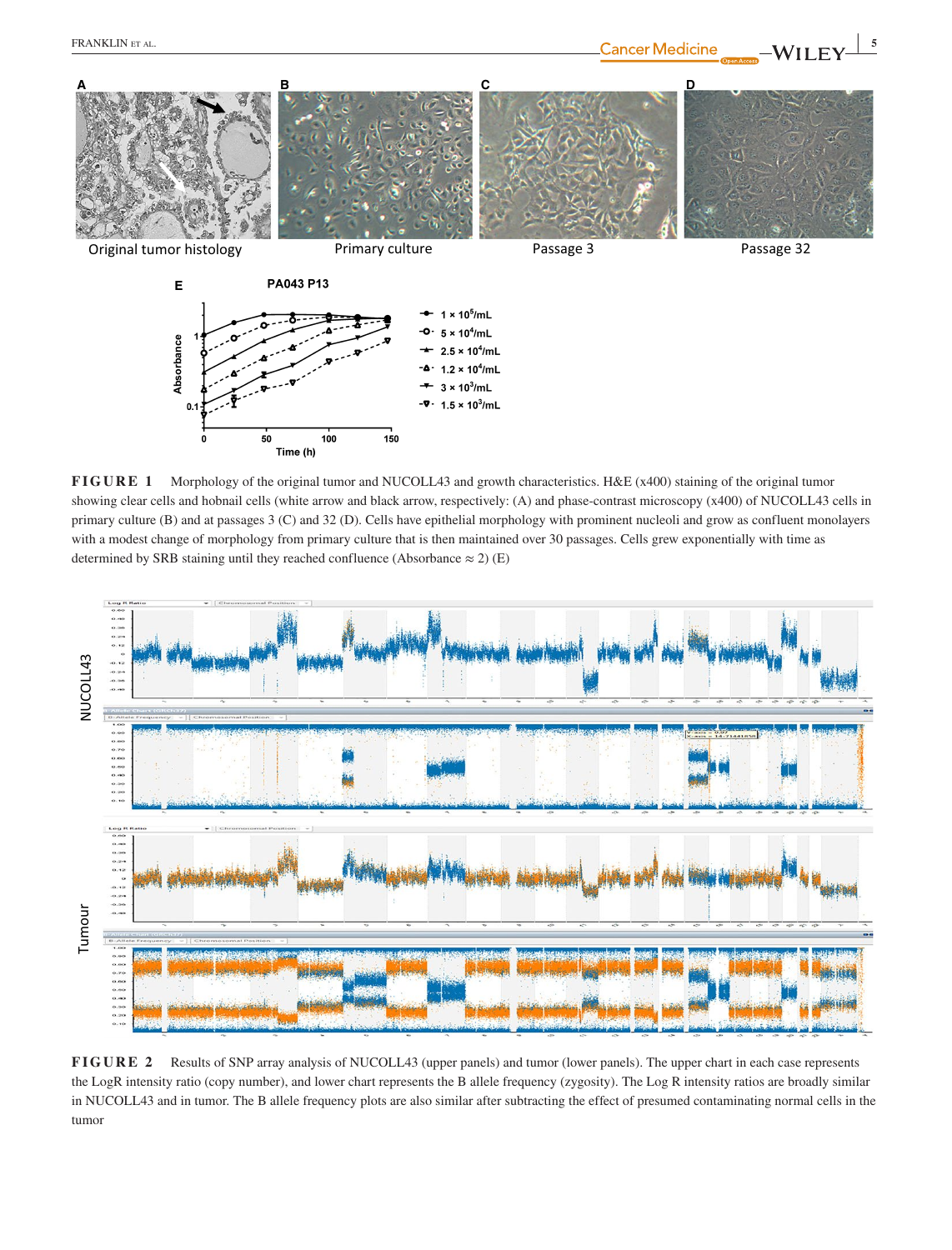**FIGURE 1** Morphology of the original tumor and NUCOLL43 and growth characteristics. H&E (x400) staining of the original tumor showing clear cells and hobnail cells (white arrow and black arrow, respectively: (A) and phase-contrast microscopy (x400) of NUCOLL43 cells in primary culture (B) and at passages 3 (C) and 32 (D). Cells have epithelial morphology with prominent nucleoli and grow as confluent monolayers with a modest change of morphology from primary culture that is then maintained over 30 passages. Cells grew exponentially with time as determined by SRB staining until they reached confluence (Absorbance ≈ 2) (E)

**FIGURE 2** Results of SNP array analysis of NUCOLL43 (upper panels) and tumor (lower panels). The upper chart in each case represents the LogR intensity ratio (copy number), and lower chart represents the B allele frequency (zygosity). The Log R intensity ratios are broadly similar in NUCOLL43 and in tumor. The B allele frequency plots are also similar after subtracting the effect of presumed contaminating normal cells in the tumor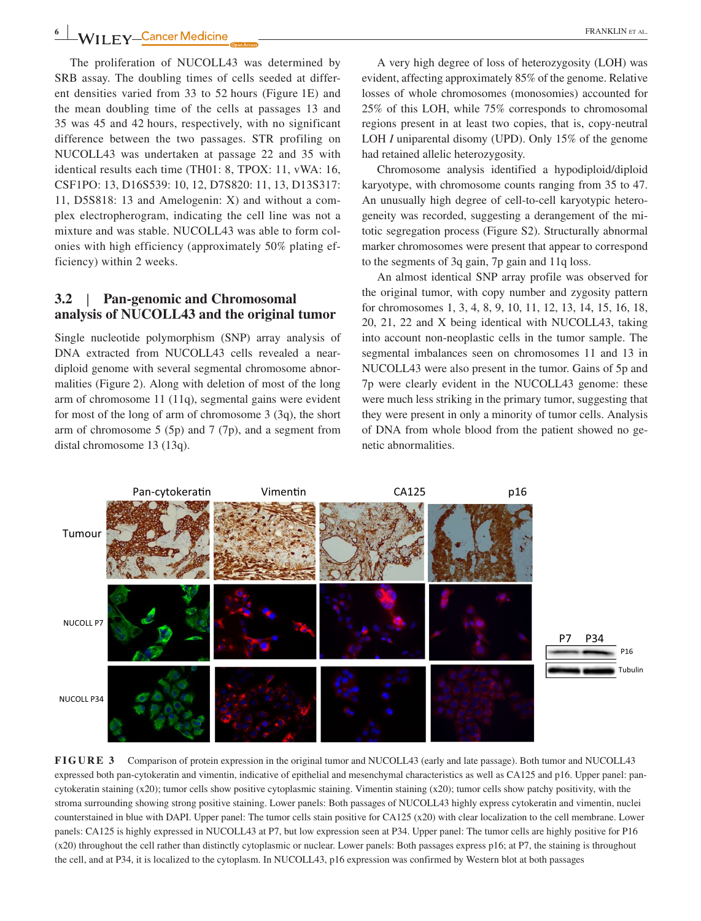The proliferation of NUCOLL43 was determined by SRB assay. The doubling times of cells seeded at different densities varied from 33 to 52 hours (Figure 1E) and the mean doubling time of the cells at passages 13 and 35 was 45 and 42 hours, respectively, with no significant difference between the two passages. STR profiling on NUCOLL43 was undertaken at passage 22 and 35 with identical results each time (TH01: 8, TPOX: 11, vWA: 16, CSF1PO: 13, D16S539: 10, 12, D7S820: 11, 13, D13S317: 11, D5S818: 13 and Amelogenin: X) and without a complex electropherogram, indicating the cell line was not a mixture and was stable. NUCOLL43 was able to form colonies with high efficiency (approximately 50% plating efficiency) within 2 weeks.

## 3.2 | Pan-genomic and Chromosomal analysis of NUCOLL43 and the original tumor

Single nucleotide polymorphism (SNP) array analysis of DNA extracted from NUCOLL43 cells revealed a near-diploid genome with several segmental chromosome abnormalities (Figure 2). Along with deletion of most of the long arm of chromosome 11 (11q), segmental gains were evident for most of the long of arm of chromosome 3 (3q), the short arm of chromosome 5 (5p) and 7 (7p), and a segment from distal chromosome 13 (13q).

A very high degree of loss of heterozygosity (LOH) was evident, affecting approximately 85% of the genome. Relative losses of whole chromosomes (monosomies) accounted for 25% of this LOH, while 75% corresponds to chromosomal regions present in at least two copies, that is, copy-neutral LOH *I* uniparental disomy (UPD). Only 15% of the genome had retained allelic heterozygosity.

Chromosome analysis identified a hypodiploid/diploid karyotype, with chromosome counts ranging from 35 to 47. An unusually high degree of cell-to-cell karyotypic heterogeneity was recorded, suggesting a derangement of the mitotic segregation process (Figure S2). Structurally abnormal marker chromosomes were present that appear to correspond to the segments of 3q gain, 7p gain and 11q loss.

An almost identical SNP array profile was observed for the original tumor, with copy number and zygosity pattern for chromosomes 1, 3, 4, 8, 9, 10, 11, 12, 13, 14, 15, 16, 18, 20, 21, 22 and X being identical with NUCOLL43, taking into account non-neoplastic cells in the tumor sample. The segmental imbalances seen on chromosomes 11 and 13 in NUCOLL43 were also present in the tumor. Gains of 5p and 7p were clearly evident in the NUCOLL43 genome: these were much less striking in the primary tumor, suggesting that they were present in only a minority of tumor cells. Analysis of DNA from whole blood from the patient showed no genetic abnormalities.

**FIGURE 3** Comparison of protein expression in the original tumor and NUCOLL43 (early and late passage). Both tumor and NUCOLL43 expressed both pan-cytokeratin and vimentin, indicative of epithelial and mesenchymal characteristics as well as CA125 and p16. Upper panel: pan-cytokeratin staining (x20); tumor cells show positive cytoplasmic staining. Vimentin staining (x20); tumor cells show patchy positivity, with the stroma surrounding showing strong positive staining. Lower panels: Both passages of NUCOLL43 highly express cytokeratin and vimentin, nuclei counterstained in blue with DAPI. Upper panel: The tumor cells stain positive for CA125 (x20) with clear localization to the cell membrane. Lower panels: CA125 is highly expressed in NUCOLL43 at P7, but low expression seen at P34. Upper panel: The tumor cells are highly positive for P16 (x20) throughout the cell rather than distinctly cytoplasmic or nuclear. Lower panels: Both passages express p16; at P7, the staining is throughout the cell, and at P34, it is localized to the cytoplasm. In NUCOLL43, p16 expression was confirmed by Western blot at both passages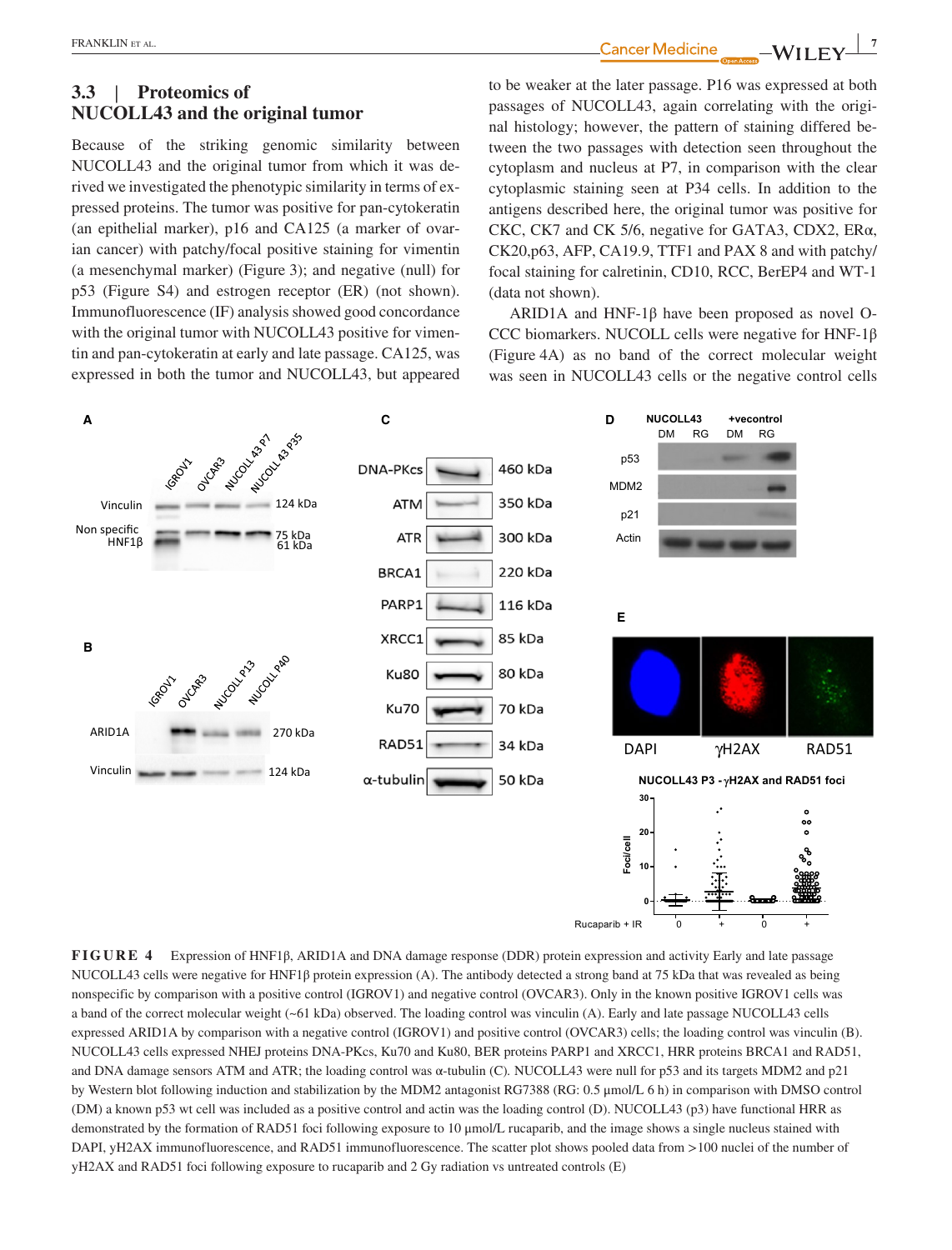### 3.3 | Proteomics of NUCOLL43 and the original tumor

Because of the striking genomic similarity between NUCOLL43 and the original tumor from which it was derived we investigated the phenotypic similarity in terms of expressed proteins. The tumor was positive for pan-cytokeratin (an epithelial marker), p16 and CA125 (a marker of ovarian cancer) with patchy/focal positive staining for vimentin (a mesenchymal marker) (Figure 3); and negative (null) for p53 (Figure S4) and estrogen receptor (ER) (not shown). Immunofluorescence (IF) analysis showed good concordance with the original tumor with NUCOLL43 positive for vimentin and pan-cytokeratin at early and late passage. CA125, was expressed in both the tumor and NUCOLL43, but appeared to be weaker at the later passage. P16 was expressed at both passages of NUCOLL43, again correlating with the original histology; however, the pattern of staining differed between the two passages with detection seen throughout the cytoplasm and nucleus at P7, in comparison with the clear cytoplasmic staining seen at P34 cells. In addition to the antigens described here, the original tumor was positive for CKC, CK7 and CK 5/6, negative for GATA3, CDX2, ERα, CK20,p63, AFP, CA19.9, TTF1 and PAX 8 and with patchy/focal staining for calretinin, CD10, RCC, BerEP4 and WT-1 (data not shown).

ARID1A and HNF-1β have been proposed as novel O-CCC biomarkers. NUCOLL cells were negative for HNF-1β (Figure 4A) as no band of the correct molecular weight was seen in NUCOLL43 cells or the negative control cells

**FIGURE 4** Expression of HNF1β, ARID1A and DNA damage response (DDR) protein expression and activity Early and late passage NUCOLL43 cells were negative for HNF1β protein expression (A). The antibody detected a strong band at 75 kDa that was revealed as being nonspecific by comparison with a positive control (IGROV1) and negative control (OVCAR3). Only in the known positive IGROV1 cells was a band of the correct molecular weight (~61 kDa) observed. The loading control was vinculin (A). Early and late passage NUCOLL43 cells expressed ARID1A by comparison with a negative control (IGROV1) and positive control (OVCAR3) cells; the loading control was vinculin (B). NUCOLL43 cells expressed NHEJ proteins DNA-PKcs, Ku70 and Ku80, BER proteins PARP1 and XRCC1, HRR proteins BRCA1 and RAD51, and DNA damage sensors ATM and ATR; the loading control was α-tubulin (C). NUCOLL43 were null for p53 and its targets MDM2 and p21 by Western blot following induction and stabilization by the MDM2 antagonist RG7388 (RG: 0.5 μmol/L 6 h) in comparison with DMSO control (DM) a known p53 wt cell was included as a positive control and actin was the loading control (D). NUCOLL43 (p3) have functional HRR as demonstrated by the formation of RAD51 foci following exposure to 10 μmol/L rucaparib, and the image shows a single nucleus stained with DAPI, γH2AX immunofluorescence, and RAD51 immunofluorescence. The scatter plot shows pooled data from >100 nuclei of the number of γH2AX and RAD51 foci following exposure to rucaparib and 2 Gy radiation vs untreated controls (E)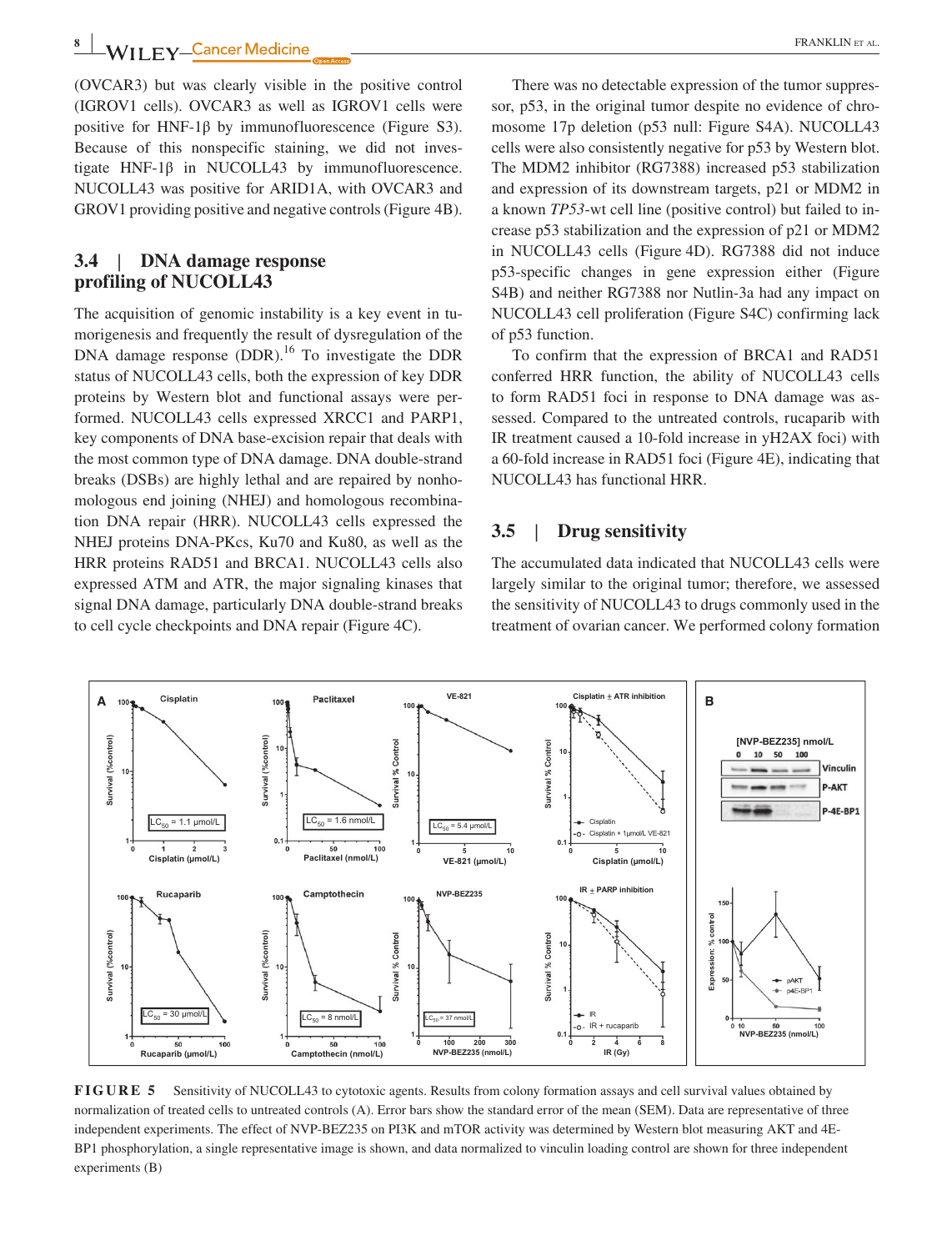(OVCAR3) but was clearly visible in the positive control (IGROV1 cells). OVCAR3 as well as IGROV1 cells were positive for HNF-1β by immunofluorescence (Figure S3). Because of this nonspecific staining, we did not investigate HNF-1β in NUCOLL43 by immunofluorescence. NUCOLL43 was positive for ARID1A, with OVCAR3 and GROV1 providing positive and negative controls (Figure 4B).

## 3.4 | DNA damage response profiling of NUCOLL43

The acquisition of genomic instability is a key event in tumorigenesis and frequently the result of dysregulation of the DNA damage response (DDR).[16] To investigate the DDR status of NUCOLL43 cells, both the expression of key DDR proteins by Western blot and functional assays were performed. NUCOLL43 cells expressed XRCC1 and PARP1, key components of DNA base-excision repair that deals with the most common type of DNA damage. DNA double-strand breaks (DSBs) are highly lethal and are repaired by nonhomologous end joining (NHEJ) and homologous recombination DNA repair (HRR). NUCOLL43 cells expressed the NHEJ proteins DNA-PKcs, Ku70 and Ku80, as well as the HRR proteins RAD51 and BRCA1. NUCOLL43 cells also expressed ATM and ATR, the major signaling kinases that signal DNA damage, particularly DNA double-strand breaks to cell cycle checkpoints and DNA repair (Figure 4C).

There was no detectable expression of the tumor suppressor, p53, in the original tumor despite no evidence of chromosome 17p deletion (p53 null: Figure S4A). NUCOLL43 cells were also consistently negative for p53 by Western blot. The MDM2 inhibitor (RG7388) increased p53 stabilization and expression of its downstream targets, p21 or MDM2 in a known *TP53*-wt cell line (positive control) but failed to increase p53 stabilization and the expression of p21 or MDM2 in NUCOLL43 cells (Figure 4D). RG7388 did not induce p53-specific changes in gene expression either (Figure S4B) and neither RG7388 nor Nutlin-3a had any impact on NUCOLL43 cell proliferation (Figure S4C) confirming lack of p53 function.

To confirm that the expression of BRCA1 and RAD51 conferred HRR function, the ability of NUCOLL43 cells to form RAD51 foci in response to DNA damage was assessed. Compared to the untreated controls, rucaparib with IR treatment caused a 10-fold increase in γH2AX foci) with a 60-fold increase in RAD51 foci (Figure 4E), indicating that NUCOLL43 has functional HRR.

## 3.5 | Drug sensitivity

The accumulated data indicated that NUCOLL43 cells were largely similar to the original tumor; therefore, we assessed the sensitivity of NUCOLL43 to drugs commonly used in the treatment of ovarian cancer. We performed colony formation

**FIGURE 5** Sensitivity of NUCOLL43 to cytotoxic agents. Results from colony formation assays and cell survival values obtained by normalization of treated cells to untreated controls (A). Error bars show the standard error of the mean (SEM). Data are representative of three independent experiments. The effect of NVP-BEZ235 on PI3K and mTOR activity was determined by Western blot measuring AKT and 4E-BP1 phosphorylation, a single representative image is shown, and data normalized to vinculin loading control are shown for three independent experiments (B)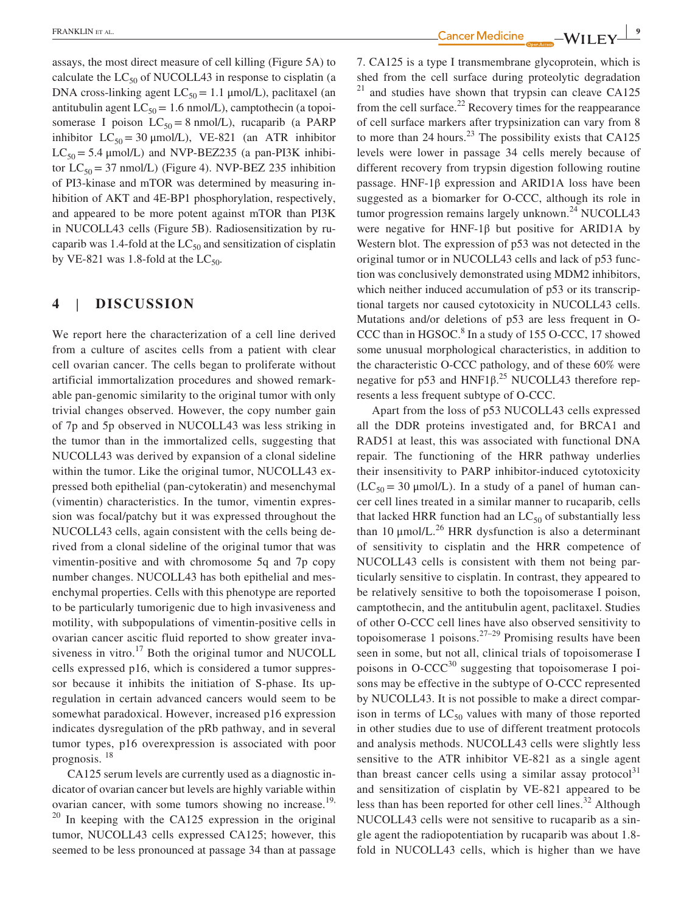assays, the most direct measure of cell killing (Figure 5A) to calculate the $LC_{50}$ of NUCOLL43 in response to cisplatin (a DNA cross-linking agent $LC_{50} = 1.1$ μmol/L), paclitaxel (an antitubulin agent $LC_{50} = 1.6$ nmol/L), camptothecin (a topoisomerase I poison $LC_{50} = 8$ nmol/L), rucaparib (a PARP inhibitor $LC_{50} = 30$ μmol/L), VE-821 (an ATR inhibitor $LC_{50} = 5.4$ μmol/L) and NVP-BEZ235 (a pan-PI3K inhibitor $LC_{50} = 37$ nmol/L) (Figure 4). NVP-BEZ 235 inhibition of PI3-kinase and mTOR was determined by measuring inhibition of AKT and 4E-BP1 phosphorylation, respectively, and appeared to be more potent against mTOR than PI3K in NUCOLL43 cells (Figure 5B). Radiosensitization by rucaparib was 1.4-fold at the $LC_{50}$ and sensitization of cisplatin by VE-821 was 1.8-fold at the $LC_{50}$.

## 4 | DISCUSSION

We report here the characterization of a cell line derived from a culture of ascites cells from a patient with clear cell ovarian cancer. The cells began to proliferate without artificial immortalization procedures and showed remarkable pan-genomic similarity to the original tumor with only trivial changes observed. However, the copy number gain of 7p and 5p observed in NUCOLL43 was less striking in the tumor than in the immortalized cells, suggesting that NUCOLL43 was derived by expansion of a clonal sideline within the tumor. Like the original tumor, NUCOLL43 expressed both epithelial (pan-cytokeratin) and mesenchymal (vimentin) characteristics. In the tumor, vimentin expression was focal/patchy but it was expressed throughout the NUCOLL43 cells, again consistent with the cells being derived from a clonal sideline of the original tumor that was vimentin-positive and with chromosome 5q and 7p copy number changes. NUCOLL43 has both epithelial and mesenchymal properties. Cells with this phenotype are reported to be particularly tumorigenic due to high invasiveness and motility, with subpopulations of vimentin-positive cells in ovarian cancer ascitic fluid reported to show greater invasiveness in vitro.[17] Both the original tumor and NUCOLL cells expressed p16, which is considered a tumor suppressor because it inhibits the initiation of S-phase. Its upregulation in certain advanced cancers would seem to be somewhat paradoxical. However, increased p16 expression indicates dysregulation of the pRb pathway, and in several tumor types, p16 overexpression is associated with poor prognosis.[18]

CA125 serum levels are currently used as a diagnostic indicator of ovarian cancer but levels are highly variable within ovarian cancer, with some tumors showing no increase.[19,20] In keeping with the CA125 expression in the original tumor, NUCOLL43 cells expressed CA125; however, this seemed to be less pronounced at passage 34 than at passage 7. CA125 is a type I transmembrane glycoprotein, which is shed from the cell surface during proteolytic degradation[21] and studies have shown that trypsin can cleave CA125 from the cell surface.[22] Recovery times for the reappearance of cell surface markers after trypsinization can vary from 8 to more than 24 hours.[23] The possibility exists that CA125 levels were lower in passage 34 cells merely because of different recovery from trypsin digestion following routine passage. HNF-1β expression and ARID1A loss have been suggested as a biomarker for O-CCC, although its role in tumor progression remains largely unknown.[24] NUCOLL43 were negative for HNF-1β but positive for ARID1A by Western blot. The expression of p53 was not detected in the original tumor or in NUCOLL43 cells and lack of p53 function was conclusively demonstrated using MDM2 inhibitors, which neither induced accumulation of p53 or its transcriptional targets nor caused cytotoxicity in NUCOLL43 cells. Mutations and/or deletions of p53 are less frequent in O-CCC than in HGSOC.[8] In a study of 155 O-CCC, 17 showed some unusual morphological characteristics, in addition to the characteristic O-CCC pathology, and of these 60% were negative for p53 and HNF1β.[25] NUCOLL43 therefore represents a less frequent subtype of O-CCC.

Apart from the loss of p53 NUCOLL43 cells expressed all the DDR proteins investigated and, for BRCA1 and RAD51 at least, this was associated with functional DNA repair. The functioning of the HRR pathway underlies their insensitivity to PARP inhibitor-induced cytotoxicity ($LC_{50} = 30$ μmol/L). In a study of a panel of human cancer cell lines treated in a similar manner to rucaparib, cells that lacked HRR function had an $LC_{50}$ of substantially less than 10 μmol/L.[26] HRR dysfunction is also a determinant of sensitivity to cisplatin and the HRR competence of NUCOLL43 cells is consistent with them not being particularly sensitive to cisplatin. In contrast, they appeared to be relatively sensitive to both the topoisomerase I poison, camptothecin, and the antitubulin agent, paclitaxel. Studies of other O-CCC cell lines have also observed sensitivity to topoisomerase 1 poisons.[27–29] Promising results have been seen in some, but not all, clinical trials of topoisomerase I poisons in O-CCC[30] suggesting that topoisomerase I poisons may be effective in the subtype of O-CCC represented by NUCOLL43. It is not possible to make a direct comparison in terms of $LC_{50}$ values with many of those reported in other studies due to use of different treatment protocols and analysis methods. NUCOLL43 cells were slightly less sensitive to the ATR inhibitor VE-821 as a single agent than breast cancer cells using a similar assay protocol[31] and sensitization of cisplatin by VE-821 appeared to be less than has been reported for other cell lines.[32] Although NUCOLL43 cells were not sensitive to rucaparib as a single agent the radiopotentiation by rucaparib was about 1.8-fold in NUCOLL43 cells, which is higher than we have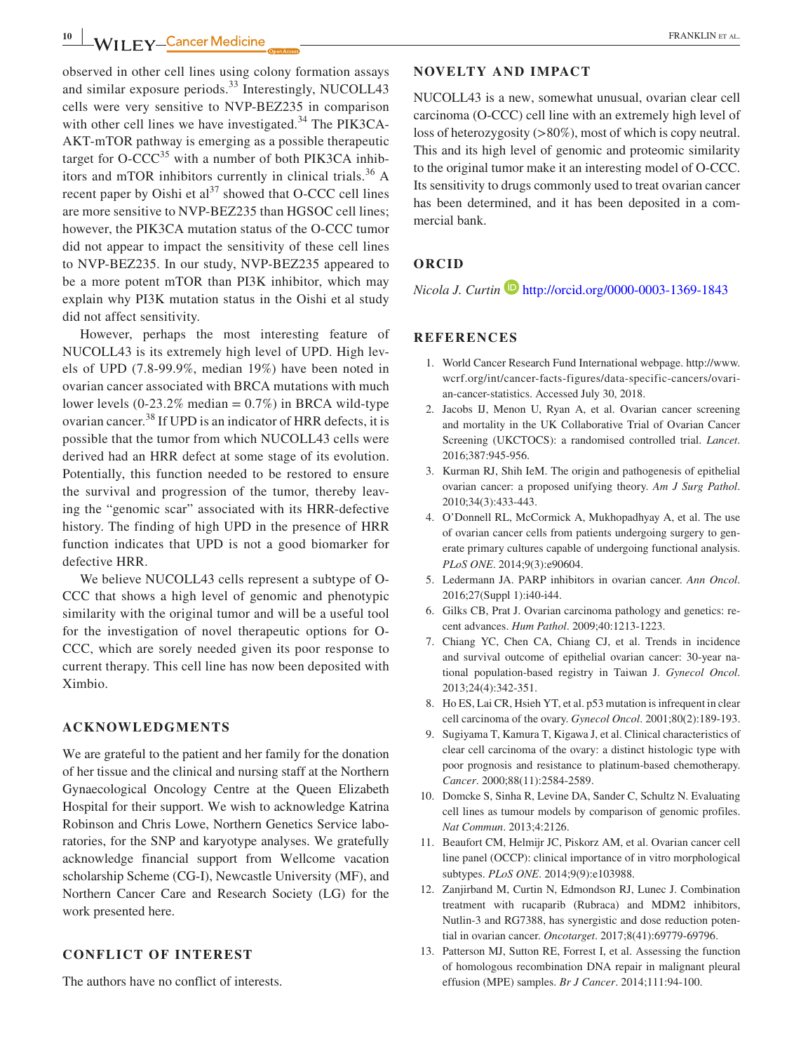observed in other cell lines using colony formation assays and similar exposure periods.[33] Interestingly, NUCOLL43 cells were very sensitive to NVP-BEZ235 in comparison with other cell lines we have investigated.[34] The PIK3CA-AKT-mTOR pathway is emerging as a possible therapeutic target for O-CCC[35] with a number of both PIK3CA inhibitors and mTOR inhibitors currently in clinical trials.[36] A recent paper by Oishi et al[37] showed that O-CCC cell lines are more sensitive to NVP-BEZ235 than HGSOC cell lines; however, the PIK3CA mutation status of the O-CCC tumor did not appear to impact the sensitivity of these cell lines to NVP-BEZ235. In our study, NVP-BEZ235 appeared to be a more potent mTOR than PI3K inhibitor, which may explain why PI3K mutation status in the Oishi et al study did not affect sensitivity.

However, perhaps the most interesting feature of NUCOLL43 is its extremely high level of UPD. High levels of UPD (7.8-99.9%, median 19%) have been noted in ovarian cancer associated with BRCA mutations with much lower levels (0-23.2% median = 0.7%) in BRCA wild-type ovarian cancer.[38] If UPD is an indicator of HRR defects, it is possible that the tumor from which NUCOLL43 cells were derived had an HRR defect at some stage of its evolution. Potentially, this function needed to be restored to ensure the survival and progression of the tumor, thereby leaving the "genomic scar" associated with its HRR-defective history. The finding of high UPD in the presence of HRR function indicates that UPD is not a good biomarker for defective HRR.

We believe NUCOLL43 cells represent a subtype of O-CCC that shows a high level of genomic and phenotypic similarity with the original tumor and will be a useful tool for the investigation of novel therapeutic options for O-CCC, which are sorely needed given its poor response to current therapy. This cell line has now been deposited with Ximbio.

## ACKNOWLEDGMENTS

We are grateful to the patient and her family for the donation of her tissue and the clinical and nursing staff at the Northern Gynaecological Oncology Centre at the Queen Elizabeth Hospital for their support. We wish to acknowledge Katrina Robinson and Chris Lowe, Northern Genetics Service laboratories, for the SNP and karyotype analyses. We gratefully acknowledge financial support from Wellcome vacation scholarship Scheme (CG-I), Newcastle University (MF), and Northern Cancer Care and Research Society (LG) for the work presented here.

## CONFLICT OF INTEREST

The authors have no conflict of interests.

## NOVELTY AND IMPACT

NUCOLL43 is a new, somewhat unusual, ovarian clear cell carcinoma (O-CCC) cell line with an extremely high level of loss of heterozygosity (>80%), most of which is copy neutral. This and its high level of genomic and proteomic similarity to the original tumor make it an interesting model of O-CCC. Its sensitivity to drugs commonly used to treat ovarian cancer has been determined, and it has been deposited in a commercial bank.

## ORCID

*Nicola J. Curtin* http://orcid.org/0000-0003-1369-1843

## REFERENCES

1. World Cancer Research Fund International webpage. http://www.wcrf.org/int/cancer-facts-figures/data-specific-cancers/ovarian-cancer-statistics. Accessed July 30, 2018.
2. Jacobs IJ, Menon U, Ryan A, et al. Ovarian cancer screening and mortality in the UK Collaborative Trial of Ovarian Cancer Screening (UKCTOCS): a randomised controlled trial. *Lancet*. 2016;387:945-956.
3. Kurman RJ, Shih IeM. The origin and pathogenesis of epithelial ovarian cancer: a proposed unifying theory. *Am J Surg Pathol*. 2010;34(3):433-443.
4. O'Donnell RL, McCormick A, Mukhopadhyay A, et al. The use of ovarian cancer cells from patients undergoing surgery to generate primary cultures capable of undergoing functional analysis. *PLoS ONE*. 2014;9(3):e90604.
5. Ledermann JA. PARP inhibitors in ovarian cancer. *Ann Oncol*. 2016;27(Suppl 1):i40-i44.
6. Gilks CB, Prat J. Ovarian carcinoma pathology and genetics: recent advances. *Hum Pathol*. 2009;40:1213-1223.
7. Chiang YC, Chen CA, Chiang CJ, et al. Trends in incidence and survival outcome of epithelial ovarian cancer: 30-year national population-based registry in Taiwan J. *Gynecol Oncol*. 2013;24(4):342-351.
8. Ho ES, Lai CR, Hsieh YT, et al. p53 mutation is infrequent in clear cell carcinoma of the ovary. *Gynecol Oncol*. 2001;80(2):189-193.
9. Sugiyama T, Kamura T, Kigawa J, et al. Clinical characteristics of clear cell carcinoma of the ovary: a distinct histologic type with poor prognosis and resistance to platinum-based chemotherapy. *Cancer*. 2000;88(11):2584-2589.
10. Domcke S, Sinha R, Levine DA, Sander C, Schultz N. Evaluating cell lines as tumour models by comparison of genomic profiles. *Nat Commun*. 2013;4:2126.
11. Beaufort CM, Helmijr JC, Piskorz AM, et al. Ovarian cancer cell line panel (OCCP): clinical importance of in vitro morphological subtypes. *PLoS ONE*. 2014;9(9):e103988.
12. Zanjirband M, Curtin N, Edmondson RJ, Lunec J. Combination treatment with rucaparib (Rubraca) and MDM2 inhibitors, Nutlin-3 and RG7388, has synergistic and dose reduction potential in ovarian cancer. *Oncotarget*. 2017;8(41):69779-69796.
13. Patterson MJ, Sutton RE, Forrest I, et al. Assessing the function of homologous recombination DNA repair in malignant pleural effusion (MPE) samples. *Br J Cancer*. 2014;111:94-100.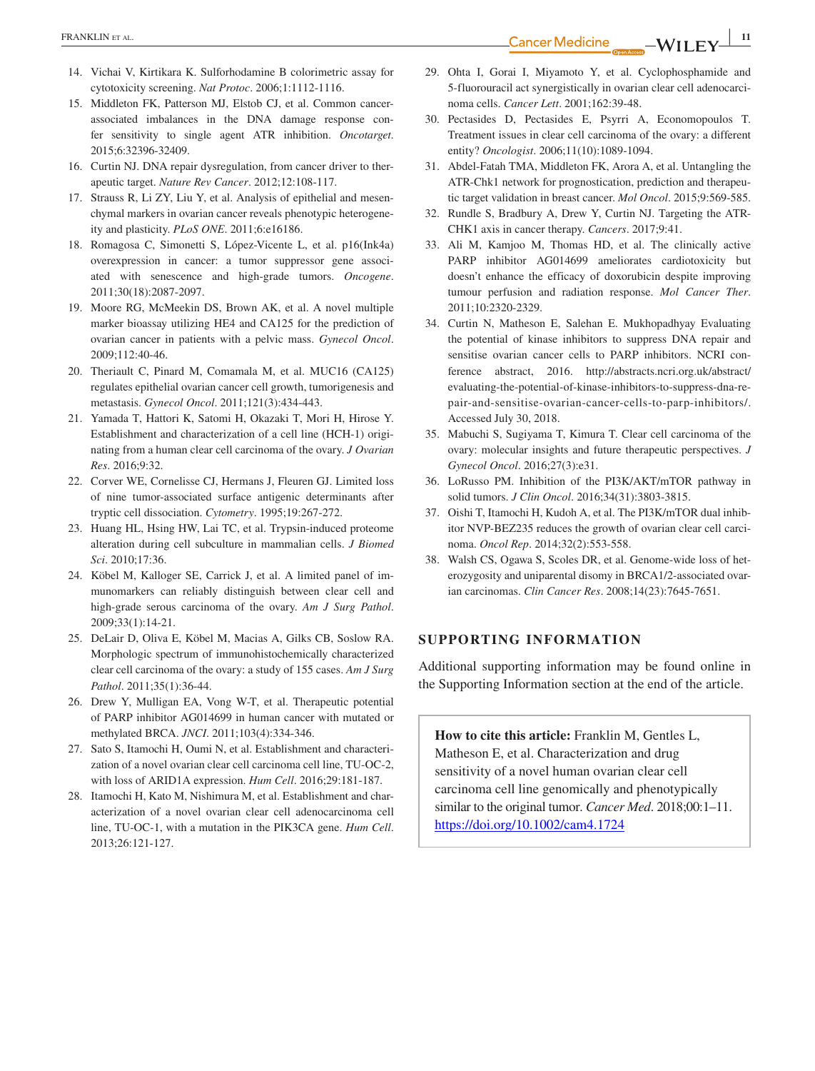14. Vichai V, Kirtikara K. Sulforhodamine B colorimetric assay for cytotoxicity screening. *Nat Protoc*. 2006;1:1112-1116.
15. Middleton FK, Patterson MJ, Elstob CJ, et al. Common cancer-associated imbalances in the DNA damage response confer sensitivity to single agent ATR inhibition. *Oncotarget*. 2015;6:32396-32409.
16. Curtin NJ. DNA repair dysregulation, from cancer driver to therapeutic target. *Nature Rev Cancer*. 2012;12:108-117.
17. Strauss R, Li ZY, Liu Y, et al. Analysis of epithelial and mesenchymal markers in ovarian cancer reveals phenotypic heterogeneity and plasticity. *PLoS ONE*. 2011;6:e16186.
18. Romagosa C, Simonetti S, López-Vicente L, et al. p16(Ink4a) overexpression in cancer: a tumor suppressor gene associated with senescence and high-grade tumors. *Oncogene*. 2011;30(18):2087-2097.
19. Moore RG, McMeekin DS, Brown AK, et al. A novel multiple marker bioassay utilizing HE4 and CA125 for the prediction of ovarian cancer in patients with a pelvic mass. *Gynecol Oncol*. 2009;112:40-46.
20. Theriault C, Pinard M, Comamala M, et al. MUC16 (CA125) regulates epithelial ovarian cancer cell growth, tumorigenesis and metastasis. *Gynecol Oncol*. 2011;121(3):434-443.
21. Yamada T, Hattori K, Satomi H, Okazaki T, Mori H, Hirose Y. Establishment and characterization of a cell line (HCH-1) originating from a human clear cell carcinoma of the ovary. *J Ovarian Res*. 2016;9:32.
22. Corver WE, Cornelisse CJ, Hermans J, Fleuren GJ. Limited loss of nine tumor-associated surface antigenic determinants after tryptic cell dissociation. *Cytometry*. 1995;19:267-272.
23. Huang HL, Hsing HW, Lai TC, et al. Trypsin-induced proteome alteration during cell subculture in mammalian cells. *J Biomed Sci*. 2010;17:36.
24. Köbel M, Kalloger SE, Carrick J, et al. A limited panel of immunomarkers can reliably distinguish between clear cell and high-grade serous carcinoma of the ovary. *Am J Surg Pathol*. 2009;33(1):14-21.
25. DeLair D, Oliva E, Köbel M, Macias A, Gilks CB, Soslow RA. Morphologic spectrum of immunohistochemically characterized clear cell carcinoma of the ovary: a study of 155 cases. *Am J Surg Pathol*. 2011;35(1):36-44.
26. Drew Y, Mulligan EA, Vong W-T, et al. Therapeutic potential of PARP inhibitor AG014699 in human cancer with mutated or methylated BRCA. *JNCI*. 2011;103(4):334-346.
27. Sato S, Itamochi H, Oumi N, et al. Establishment and characterization of a novel ovarian clear cell carcinoma cell line, TU-OC-2, with loss of ARID1A expression. *Hum Cell*. 2016;29:181-187.
28. Itamochi H, Kato M, Nishimura M, et al. Establishment and characterization of a novel ovarian clear cell adenocarcinoma cell line, TU-OC-1, with a mutation in the PIK3CA gene. *Hum Cell*. 2013;26:121-127.
29. Ohta I, Gorai I, Miyamoto Y, et al. Cyclophosphamide and 5-fluorouracil act synergistically in ovarian clear cell adenocarcinoma cells. *Cancer Lett*. 2001;162:39-48.
30. Pectasides D, Pectasides E, Psyrri A, Economopoulos T. Treatment issues in clear cell carcinoma of the ovary: a different entity? *Oncologist*. 2006;11(10):1089-1094.
31. Abdel-Fatah TMA, Middleton FK, Arora A, et al. Untangling the ATR-Chk1 network for prognostication, prediction and therapeutic target validation in breast cancer. *Mol Oncol*. 2015;9:569-585.
32. Rundle S, Bradbury A, Drew Y, Curtin NJ. Targeting the ATR-CHK1 axis in cancer therapy. *Cancers*. 2017;9:41.
33. Ali M, Kamjoo M, Thomas HD, et al. The clinically active PARP inhibitor AG014699 ameliorates cardiotoxicity but doesn't enhance the efficacy of doxorubicin despite improving tumour perfusion and radiation response. *Mol Cancer Ther*. 2011;10:2320-2329.
34. Curtin N, Matheson E, Salehan E. Mukhopadhyay Evaluating the potential of kinase inhibitors to suppress DNA repair and sensitise ovarian cancer cells to PARP inhibitors. NCRI conference abstract, 2016. http://abstracts.ncri.org.uk/abstract/evaluating-the-potential-of-kinase-inhibitors-to-suppress-dna-repair-and-sensitise-ovarian-cancer-cells-to-parp-inhibitors/. Accessed July 30, 2018.
35. Mabuchi S, Sugiyama T, Kimura T. Clear cell carcinoma of the ovary: molecular insights and future therapeutic perspectives. *J Gynecol Oncol*. 2016;27(3):e31.
36. LoRusso PM. Inhibition of the PI3K/AKT/mTOR pathway in solid tumors. *J Clin Oncol*. 2016;34(31):3803-3815.
37. Oishi T, Itamochi H, Kudoh A, et al. The PI3K/mTOR dual inhibitor NVP-BEZ235 reduces the growth of ovarian clear cell carcinoma. *Oncol Rep*. 2014;32(2):553-558.
38. Walsh CS, Ogawa S, Scoles DR, et al. Genome-wide loss of heterozygosity and uniparental disomy in BRCA1/2-associated ovarian carcinomas. *Clin Cancer Res*. 2008;14(23):7645-7651.

## SUPPORTING INFORMATION

Additional supporting information may be found online in the Supporting Information section at the end of the article.

**How to cite this article:** Franklin M, Gentles L, Matheson E, et al. Characterization and drug sensitivity of a novel human ovarian clear cell carcinoma cell line genomically and phenotypically similar to the original tumor. *Cancer Med*. 2018;00:1–11. https://doi.org/10.1002/cam4.1724